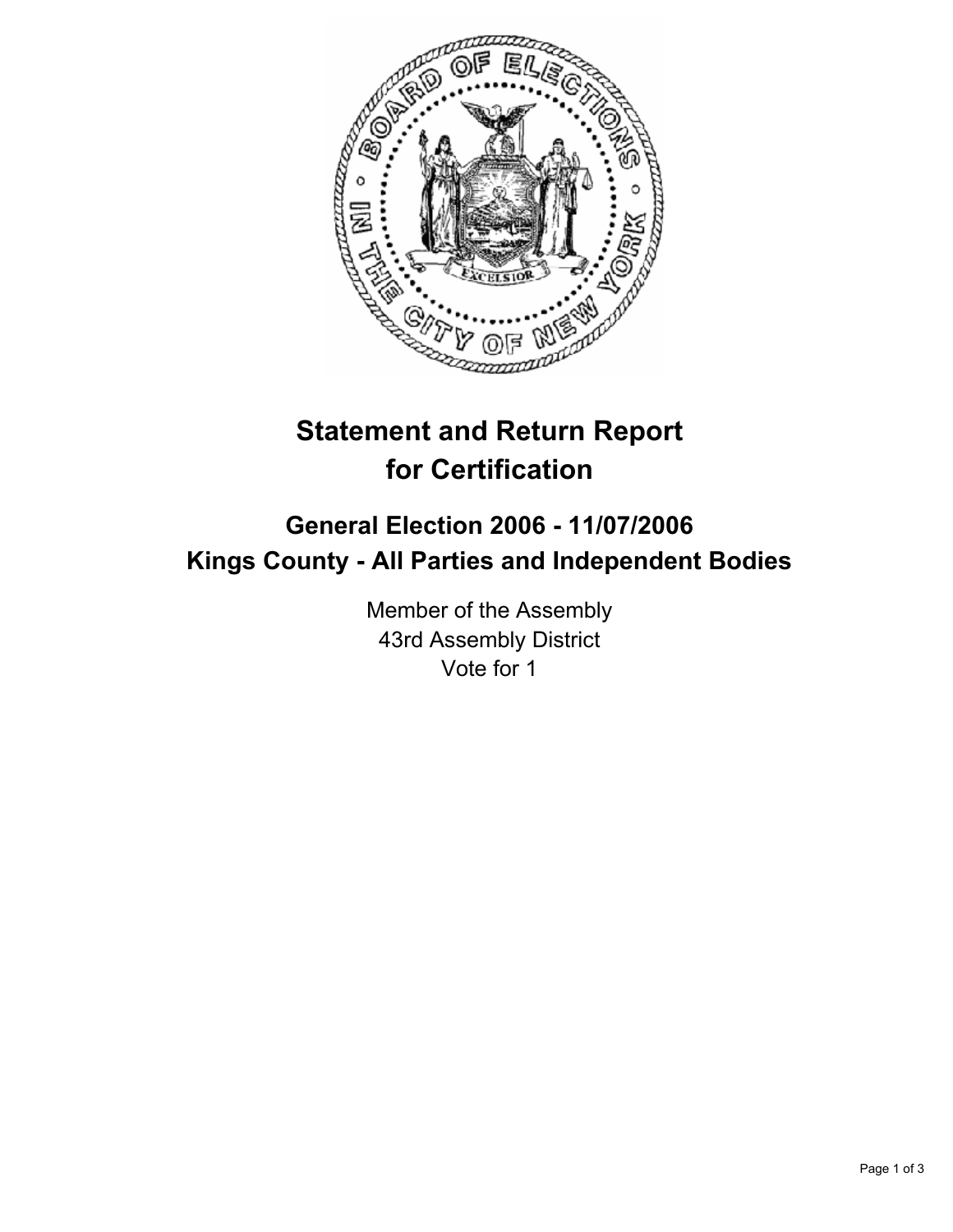# Statement and Return Report for Certification

## General Election 2006 - 11/07/2006
## Kings County - All Parties and Independent Bodies

Member of the Assembly
43rd Assembly District
Vote for 1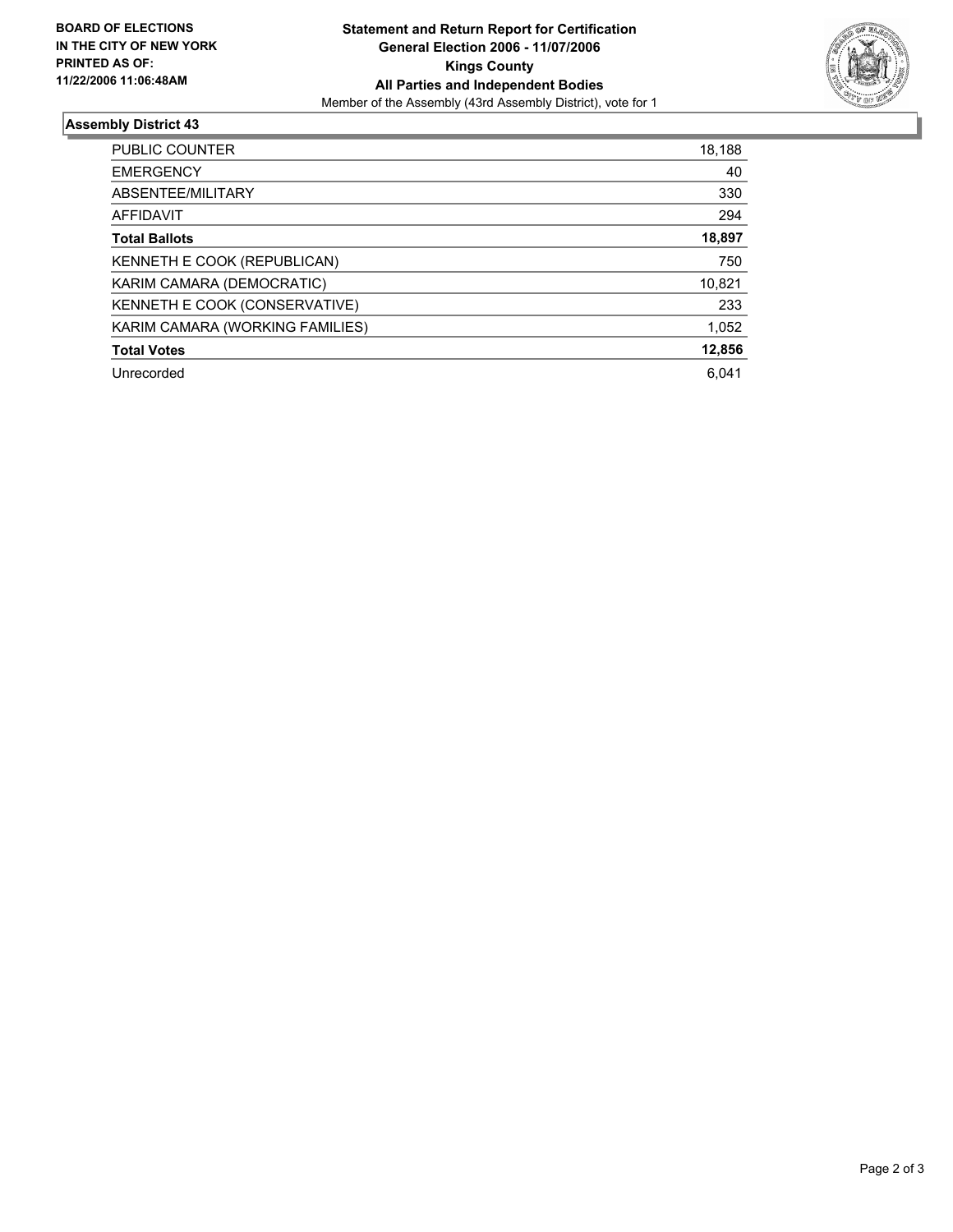**BOARD OF ELECTIONS IN THE CITY OF NEW YORK PRINTED AS OF: 11/22/2006 11:06:48AM**

**Statement and Return Report for Certification**
**General Election 2006 - 11/07/2006**
**Kings County**
**All Parties and Independent Bodies**
Member of the Assembly (43rd Assembly District), vote for 1

## Assembly District 43

| | |
|---|---|
| PUBLIC COUNTER | 18,188 |
| EMERGENCY | 40 |
| ABSENTEE/MILITARY | 330 |
| AFFIDAVIT | 294 |
| **Total Ballots** | **18,897** |
| KENNETH E COOK (REPUBLICAN) | 750 |
| KARIM CAMARA (DEMOCRATIC) | 10,821 |
| KENNETH E COOK (CONSERVATIVE) | 233 |
| KARIM CAMARA (WORKING FAMILIES) | 1,052 |
| **Total Votes** | **12,856** |
| Unrecorded | 6,041 |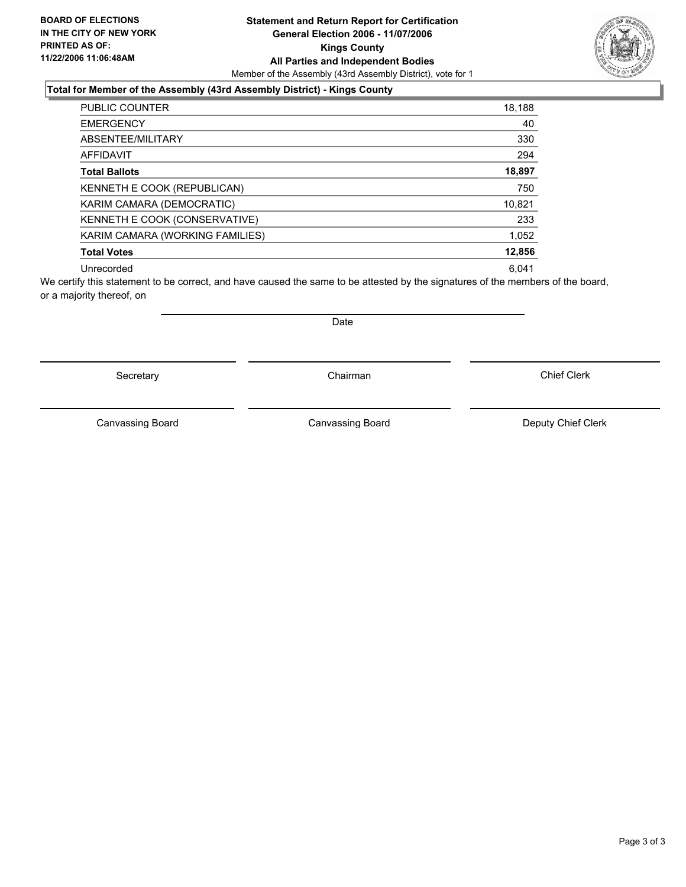**BOARD OF ELECTIONS IN THE CITY OF NEW YORK PRINTED AS OF: 11/22/2006 11:06:48AM**

**Statement and Return Report for Certification**
**General Election 2006 - 11/07/2006**
**Kings County**
**All Parties and Independent Bodies**
Member of the Assembly (43rd Assembly District), vote for 1

### Total for Member of the Assembly (43rd Assembly District) - Kings County

| | |
|---|---|
| PUBLIC COUNTER | 18,188 |
| EMERGENCY | 40 |
| ABSENTEE/MILITARY | 330 |
| AFFIDAVIT | 294 |
| **Total Ballots** | **18,897** |
| KENNETH E COOK (REPUBLICAN) | 750 |
| KARIM CAMARA (DEMOCRATIC) | 10,821 |
| KENNETH E COOK (CONSERVATIVE) | 233 |
| KARIM CAMARA (WORKING FAMILIES) | 1,052 |
| **Total Votes** | **12,856** |
| Unrecorded | 6,041 |

We certify this statement to be correct, and have caused the same to be attested by the signatures of the members of the board, or a majority thereof, on

Date

Secretary

Chairman

Chief Clerk

Canvassing Board

Canvassing Board

Deputy Chief Clerk